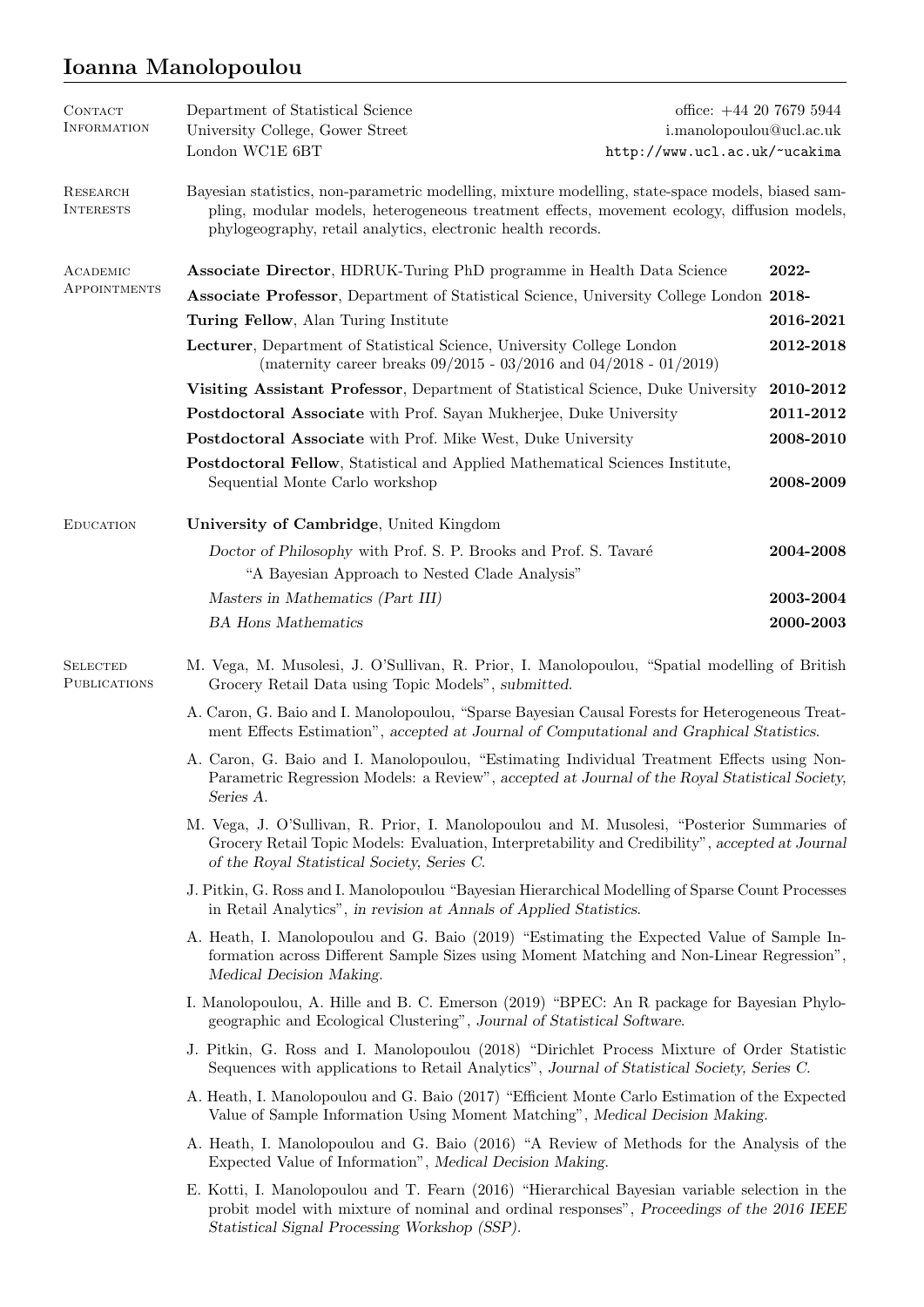# Ioanna Manolopoulou

## Contact Information

Department of Statistical Science
University College, Gower Street
London WC1E 6BT

office: +44 20 7679 5944
i.manolopoulou@ucl.ac.uk
http://www.ucl.ac.uk/~ucakima

## Research Interests

Bayesian statistics, non-parametric modelling, mixture modelling, state-space models, biased sampling, modular models, heterogeneous treatment effects, movement ecology, diffusion models, phylogeography, retail analytics, electronic health records.

## Academic Appointments

**Associate Director**, HDRUK-Turing PhD programme in Health Data Science **2022-**

**Associate Professor**, Department of Statistical Science, University College London **2018-**

**Turing Fellow**, Alan Turing Institute **2016-2021**

**Lecturer**, Department of Statistical Science, University College London (maternity career breaks 09/2015 - 03/2016 and 04/2018 - 01/2019) **2012-2018**

**Visiting Assistant Professor**, Department of Statistical Science, Duke University **2010-2012**

**Postdoctoral Associate** with Prof. Sayan Mukherjee, Duke University **2011-2012**

**Postdoctoral Associate** with Prof. Mike West, Duke University **2008-2010**

**Postdoctoral Fellow**, Statistical and Applied Mathematical Sciences Institute, Sequential Monte Carlo workshop **2008-2009**

## Education

**University of Cambridge**, United Kingdom

*Doctor of Philosophy* with Prof. S. P. Brooks and Prof. S. Tavaré **2004-2008**
"A Bayesian Approach to Nested Clade Analysis"

*Masters in Mathematics (Part III)* **2003-2004**

*BA Hons Mathematics* **2000-2003**

## Selected Publications

M. Vega, M. Musolesi, J. O'Sullivan, R. Prior, I. Manolopoulou, "Spatial modelling of British Grocery Retail Data using Topic Models", *submitted.*

A. Caron, G. Baio and I. Manolopoulou, "Sparse Bayesian Causal Forests for Heterogeneous Treatment Effects Estimation", *accepted at Journal of Computational and Graphical Statistics.*

A. Caron, G. Baio and I. Manolopoulou, "Estimating Individual Treatment Effects using Non-Parametric Regression Models: a Review", *accepted at Journal of the Royal Statistical Society, Series A.*

M. Vega, J. O'Sullivan, R. Prior, I. Manolopoulou and M. Musolesi, "Posterior Summaries of Grocery Retail Topic Models: Evaluation, Interpretability and Credibility", *accepted at Journal of the Royal Statistical Society, Series C.*

J. Pitkin, G. Ross and I. Manolopoulou "Bayesian Hierarchical Modelling of Sparse Count Processes in Retail Analytics", *in revision at Annals of Applied Statistics.*

A. Heath, I. Manolopoulou and G. Baio (2019) "Estimating the Expected Value of Sample Information across Different Sample Sizes using Moment Matching and Non-Linear Regression", *Medical Decision Making.*

I. Manolopoulou, A. Hille and B. C. Emerson (2019) "BPEC: An R package for Bayesian Phylogeographic and Ecological Clustering", *Journal of Statistical Software.*

J. Pitkin, G. Ross and I. Manolopoulou (2018) "Dirichlet Process Mixture of Order Statistic Sequences with applications to Retail Analytics", *Journal of Statistical Society, Series C.*

A. Heath, I. Manolopoulou and G. Baio (2017) "Efficient Monte Carlo Estimation of the Expected Value of Sample Information Using Moment Matching", *Medical Decision Making.*

A. Heath, I. Manolopoulou and G. Baio (2016) "A Review of Methods for the Analysis of the Expected Value of Information", *Medical Decision Making.*

E. Kotti, I. Manolopoulou and T. Fearn (2016) "Hierarchical Bayesian variable selection in the probit model with mixture of nominal and ordinal responses", *Proceedings of the 2016 IEEE Statistical Signal Processing Workshop (SSP).*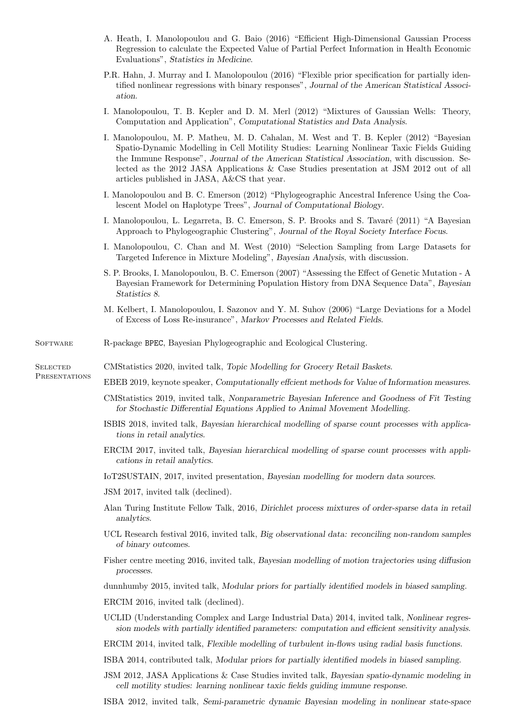A. Heath, I. Manolopoulou and G. Baio (2016) "Efficient High-Dimensional Gaussian Process Regression to calculate the Expected Value of Partial Perfect Information in Health Economic Evaluations", *Statistics in Medicine*.

P.R. Hahn, J. Murray and I. Manolopoulou (2016) "Flexible prior specification for partially identified nonlinear regressions with binary responses", *Journal of the American Statistical Association*.

I. Manolopoulou, T. B. Kepler and D. M. Merl (2012) "Mixtures of Gaussian Wells: Theory, Computation and Application", *Computational Statistics and Data Analysis*.

I. Manolopoulou, M. P. Matheu, M. D. Cahalan, M. West and T. B. Kepler (2012) "Bayesian Spatio-Dynamic Modelling in Cell Motility Studies: Learning Nonlinear Taxic Fields Guiding the Immune Response", *Journal of the American Statistical Association*, with discussion. Selected as the 2012 JASA Applications & Case Studies presentation at JSM 2012 out of all articles published in JASA, A&CS that year.

I. Manolopoulou and B. C. Emerson (2012) "Phylogeographic Ancestral Inference Using the Coalescent Model on Haplotype Trees", *Journal of Computational Biology*.

I. Manolopoulou, L. Legarreta, B. C. Emerson, S. P. Brooks and S. Tavaré (2011) "A Bayesian Approach to Phylogeographic Clustering", *Journal of the Royal Society Interface Focus*.

I. Manolopoulou, C. Chan and M. West (2010) "Selection Sampling from Large Datasets for Targeted Inference in Mixture Modeling", *Bayesian Analysis*, with discussion.

S. P. Brooks, I. Manolopoulou, B. C. Emerson (2007) "Assessing the Effect of Genetic Mutation - A Bayesian Framework for Determining Population History from DNA Sequence Data", *Bayesian Statistics 8*.

M. Kelbert, I. Manolopoulou, I. Sazonov and Y. M. Suhov (2006) "Large Deviations for a Model of Excess of Loss Re-insurance", *Markov Processes and Related Fields*.

## Software

R-package BPEC, Bayesian Phylogeographic and Ecological Clustering.

## Selected Presentations

CMStatistics 2020, invited talk, *Topic Modelling for Grocery Retail Baskets*.

EBEB 2019, keynote speaker, *Computationally effcient methods for Value of Information measures*.

CMStatistics 2019, invited talk, *Nonparametric Bayesian Inference and Goodness of Fit Testing for Stochastic Differential Equations Applied to Animal Movement Modelling*.

ISBIS 2018, invited talk, *Bayesian hierarchical modelling of sparse count processes with applications in retail analytics*.

ERCIM 2017, invited talk, *Bayesian hierarchical modelling of sparse count processes with applications in retail analytics*.

IoT2SUSTAIN, 2017, invited presentation, *Bayesian modelling for modern data sources*.

JSM 2017, invited talk (declined).

Alan Turing Institute Fellow Talk, 2016, *Dirichlet process mixtures of order-sparse data in retail analytics*.

UCL Research festival 2016, invited talk, *Big observational data: reconciling non-random samples of binary outcomes*.

Fisher centre meeting 2016, invited talk, *Bayesian modelling of motion trajectories using diffusion processes*.

dunnhumby 2015, invited talk, *Modular priors for partially identified models in biased sampling*.

ERCIM 2016, invited talk (declined).

UCLID (Understanding Complex and Large Industrial Data) 2014, invited talk, *Nonlinear regression models with partially identified parameters: computation and efficient sensitivity analysis*.

ERCIM 2014, invited talk, *Flexible modelling of turbulent in-flows using radial basis functions*.

ISBA 2014, contributed talk, *Modular priors for partially identified models in biased sampling*.

JSM 2012, JASA Applications & Case Studies invited talk, *Bayesian spatio-dynamic modeling in cell motility studies: learning nonlinear taxic fields guiding immune response*.

ISBA 2012, invited talk, *Semi-parametric dynamic Bayesian modeling in nonlinear state-space*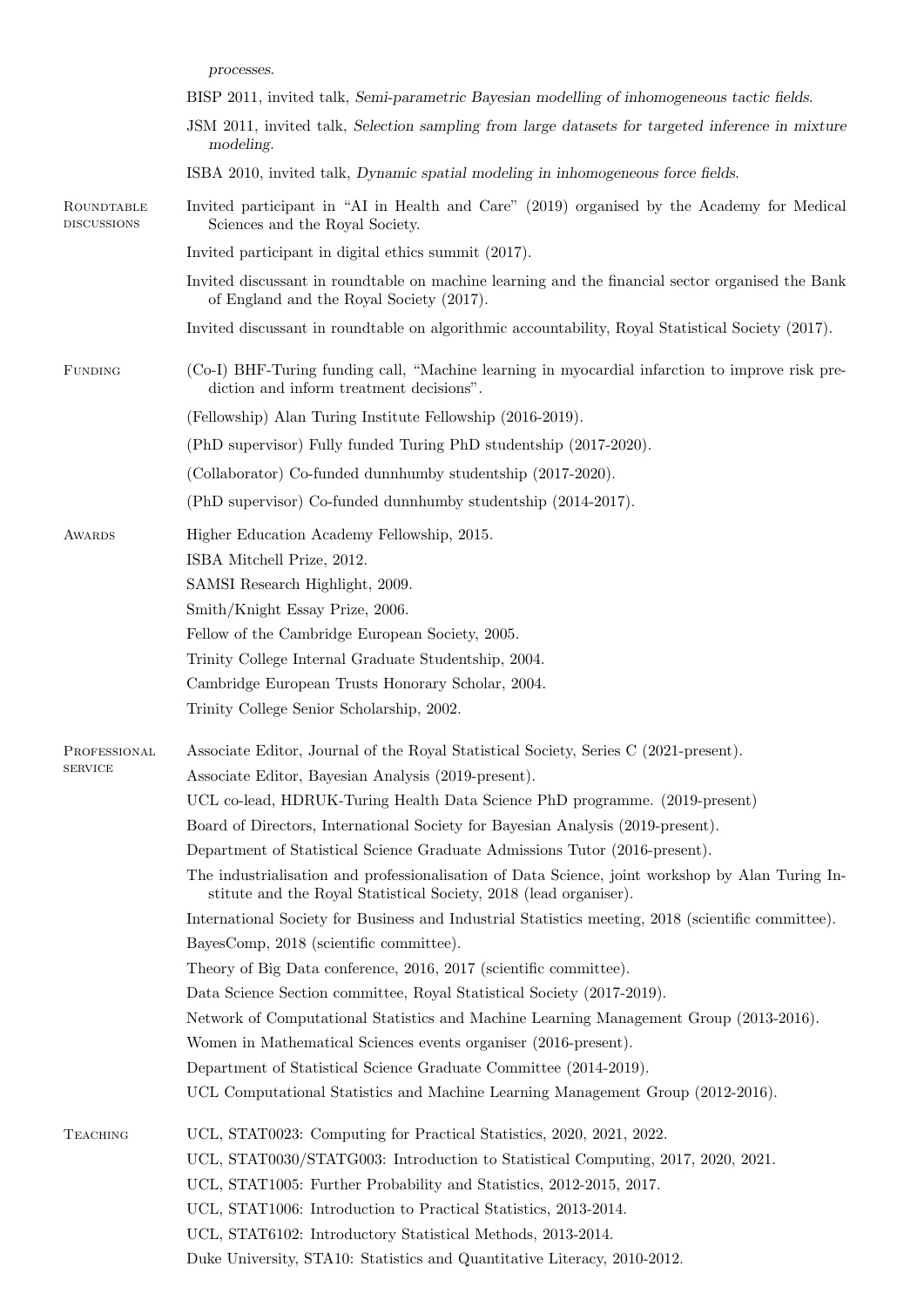*processes*.

BISP 2011, invited talk, *Semi-parametric Bayesian modelling of inhomogeneous tactic fields*.

JSM 2011, invited talk, *Selection sampling from large datasets for targeted inference in mixture modeling*.

ISBA 2010, invited talk, *Dynamic spatial modeling in inhomogeneous force fields*.

## Roundtable discussions

Invited participant in "AI in Health and Care" (2019) organised by the Academy for Medical Sciences and the Royal Society.

Invited participant in digital ethics summit (2017).

Invited discussant in roundtable on machine learning and the financial sector organised the Bank of England and the Royal Society (2017).

Invited discussant in roundtable on algorithmic accountability, Royal Statistical Society (2017).

## Funding

(Co-I) BHF-Turing funding call, "Machine learning in myocardial infarction to improve risk prediction and inform treatment decisions".

(Fellowship) Alan Turing Institute Fellowship (2016-2019).

(PhD supervisor) Fully funded Turing PhD studentship (2017-2020).

(Collaborator) Co-funded dunnhumby studentship (2017-2020).

(PhD supervisor) Co-funded dunnhumby studentship (2014-2017).

## Awards

Higher Education Academy Fellowship, 2015.

ISBA Mitchell Prize, 2012.

SAMSI Research Highlight, 2009.

Smith/Knight Essay Prize, 2006.

Fellow of the Cambridge European Society, 2005.

Trinity College Internal Graduate Studentship, 2004.

Cambridge European Trusts Honorary Scholar, 2004.

Trinity College Senior Scholarship, 2002.

## Professional service

Associate Editor, Journal of the Royal Statistical Society, Series C (2021-present).

Associate Editor, Bayesian Analysis (2019-present).

UCL co-lead, HDRUK-Turing Health Data Science PhD programme. (2019-present)

Board of Directors, International Society for Bayesian Analysis (2019-present).

Department of Statistical Science Graduate Admissions Tutor (2016-present).

The industrialisation and professionalisation of Data Science, joint workshop by Alan Turing Institute and the Royal Statistical Society, 2018 (lead organiser).

International Society for Business and Industrial Statistics meeting, 2018 (scientific committee).

BayesComp, 2018 (scientific committee).

Theory of Big Data conference, 2016, 2017 (scientific committee).

Data Science Section committee, Royal Statistical Society (2017-2019).

Network of Computational Statistics and Machine Learning Management Group (2013-2016).

Women in Mathematical Sciences events organiser (2016-present).

Department of Statistical Science Graduate Committee (2014-2019).

UCL Computational Statistics and Machine Learning Management Group (2012-2016).

## Teaching

UCL, STAT0023: Computing for Practical Statistics, 2020, 2021, 2022.

UCL, STAT0030/STATG003: Introduction to Statistical Computing, 2017, 2020, 2021.

UCL, STAT1005: Further Probability and Statistics, 2012-2015, 2017.

UCL, STAT1006: Introduction to Practical Statistics, 2013-2014.

UCL, STAT6102: Introductory Statistical Methods, 2013-2014.

Duke University, STA10: Statistics and Quantitative Literacy, 2010-2012.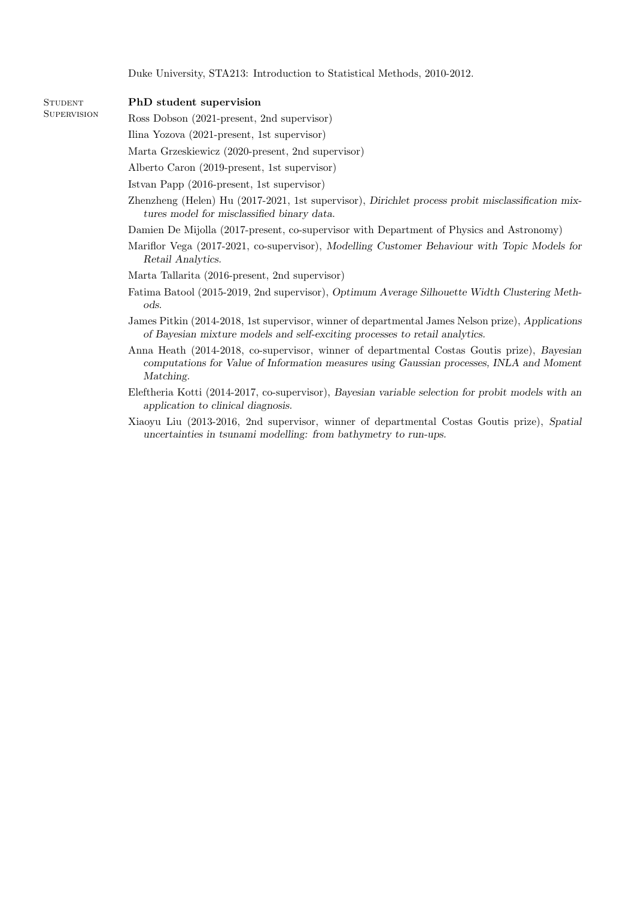Duke University, STA213: Introduction to Statistical Methods, 2010-2012.

## Student Supervision

**PhD student supervision**

Ross Dobson (2021-present, 2nd supervisor)

Ilina Yozova (2021-present, 1st supervisor)

Marta Grzeskiewicz (2020-present, 2nd supervisor)

Alberto Caron (2019-present, 1st supervisor)

Istvan Papp (2016-present, 1st supervisor)

Zhenzheng (Helen) Hu (2017-2021, 1st supervisor), *Dirichlet process probit misclassification mixtures model for misclassified binary data.*

Damien De Mijolla (2017-present, co-supervisor with Department of Physics and Astronomy)

Mariflor Vega (2017-2021, co-supervisor), *Modelling Customer Behaviour with Topic Models for Retail Analytics.*

Marta Tallarita (2016-present, 2nd supervisor)

Fatima Batool (2015-2019, 2nd supervisor), *Optimum Average Silhouette Width Clustering Methods.*

James Pitkin (2014-2018, 1st supervisor, winner of departmental James Nelson prize), *Applications of Bayesian mixture models and self-exciting processes to retail analytics.*

Anna Heath (2014-2018, co-supervisor, winner of departmental Costas Goutis prize), *Bayesian computations for Value of Information measures using Gaussian processes, INLA and Moment Matching.*

Eleftheria Kotti (2014-2017, co-supervisor), *Bayesian variable selection for probit models with an application to clinical diagnosis.*

Xiaoyu Liu (2013-2016, 2nd supervisor, winner of departmental Costas Goutis prize), *Spatial uncertainties in tsunami modelling: from bathymetry to run-ups.*